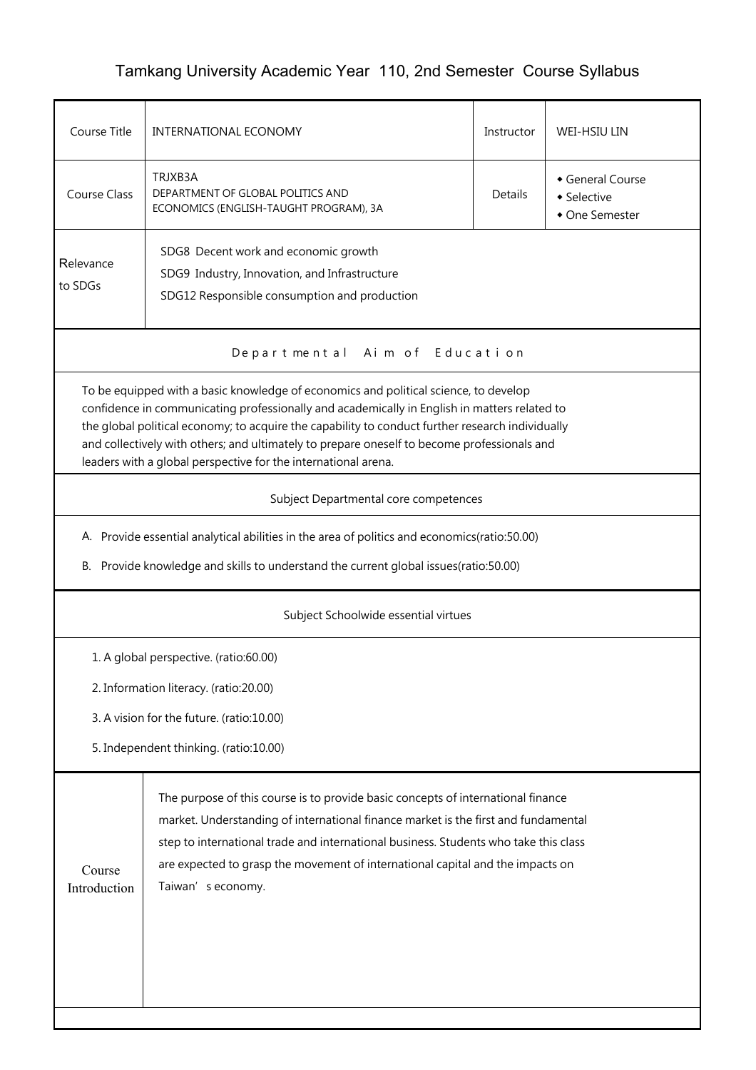# Tamkang University Academic Year 110, 2nd Semester Course Syllabus

| Course Title | INTERNATIONAL ECONOMY | Instructor | WEI-HSIU LIN |
|---|---|---|---|
| Course Class | TRJXB3A<br>DEPARTMENT OF GLOBAL POLITICS AND ECONOMICS (ENGLISH-TAUGHT PROGRAM), 3A | Details | ◆ General Course<br>◆ Selective<br>◆ One Semester |
| Relevance to SDGs | SDG8 Decent work and economic growth<br>SDG9 Industry, Innovation, and Infrastructure<br>SDG12 Responsible consumption and production | | |

## Departmental Aim of Education

To be equipped with a basic knowledge of economics and political science, to develop confidence in communicating professionally and academically in English in matters related to the global political economy; to acquire the capability to conduct further research individually and collectively with others; and ultimately to prepare oneself to become professionals and leaders with a global perspective for the international arena.

## Subject Departmental core competences

A. Provide essential analytical abilities in the area of politics and economics(ratio:50.00)

B. Provide knowledge and skills to understand the current global issues(ratio:50.00)

## Subject Schoolwide essential virtues

1. A global perspective. (ratio:60.00)
2. Information literacy. (ratio:20.00)
3. A vision for the future. (ratio:10.00)
5. Independent thinking. (ratio:10.00)

| Course Introduction | The purpose of this course is to provide basic concepts of international finance market. Understanding of international finance market is the first and fundamental step to international trade and international business. Students who take this class are expected to grasp the movement of international capital and the impacts on Taiwan' s economy. |
|---|---|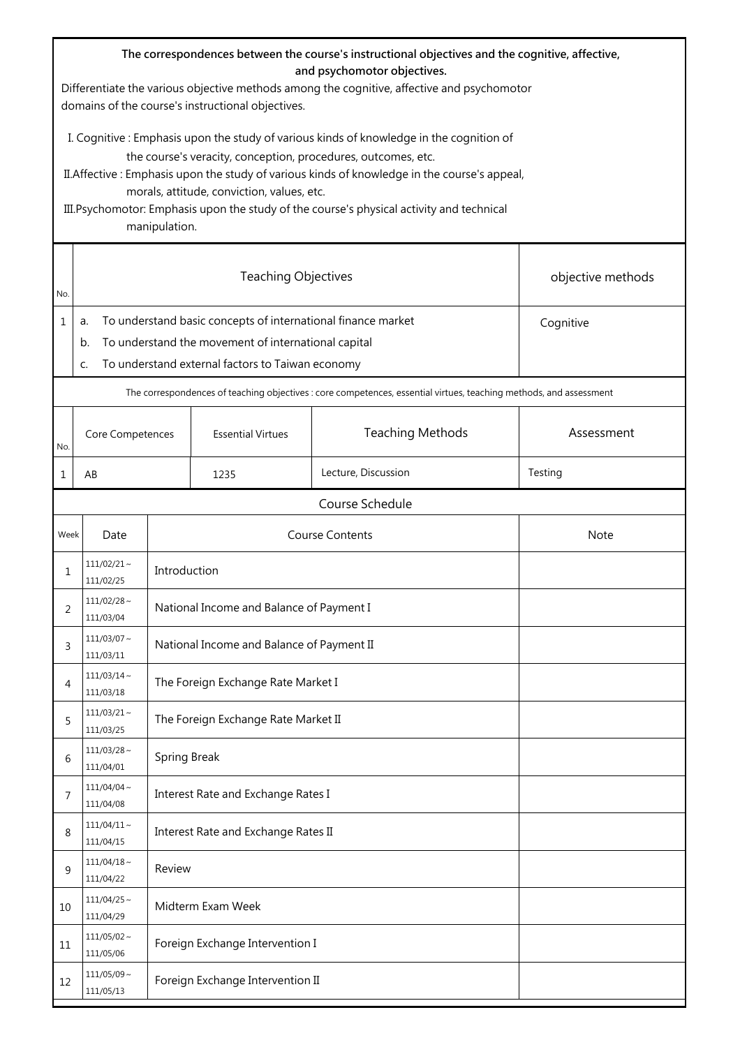**The correspondences between the course's instructional objectives and the cognitive, affective, and psychomotor objectives.**

Differentiate the various objective methods among the cognitive, affective and psychomotor domains of the course's instructional objectives.

I. Cognitive : Emphasis upon the study of various kinds of knowledge in the cognition of the course's veracity, conception, procedures, outcomes, etc.

II.Affective : Emphasis upon the study of various kinds of knowledge in the course's appeal, morals, attitude, conviction, values, etc.

III.Psychomotor: Emphasis upon the study of the course's physical activity and technical manipulation.

| No. | Teaching Objectives | objective methods |
|---|---|---|
| 1 | a. To understand basic concepts of international finance market<br>b. To understand the movement of international capital<br>c. To understand external factors to Taiwan economy | Cognitive |

The correspondences of teaching objectives : core competences, essential virtues, teaching methods, and assessment

| No. | Core Competences | Essential Virtues | Teaching Methods | Assessment |
|---|---|---|---|---|
| 1 | AB | 1235 | Lecture, Discussion | Testing |

Course Schedule

| Week | Date | Course Contents | Note |
|---|---|---|---|
| 1 | 111/02/21 ~ 111/02/25 | Introduction | |
| 2 | 111/02/28 ~ 111/03/04 | National Income and Balance of Payment I | |
| 3 | 111/03/07 ~ 111/03/11 | National Income and Balance of Payment II | |
| 4 | 111/03/14 ~ 111/03/18 | The Foreign Exchange Rate Market I | |
| 5 | 111/03/21 ~ 111/03/25 | The Foreign Exchange Rate Market II | |
| 6 | 111/03/28 ~ 111/04/01 | Spring Break | |
| 7 | 111/04/04 ~ 111/04/08 | Interest Rate and Exchange Rates I | |
| 8 | 111/04/11 ~ 111/04/15 | Interest Rate and Exchange Rates II | |
| 9 | 111/04/18 ~ 111/04/22 | Review | |
| 10 | 111/04/25 ~ 111/04/29 | Midterm Exam Week | |
| 11 | 111/05/02 ~ 111/05/06 | Foreign Exchange Intervention I | |
| 12 | 111/05/09 ~ 111/05/13 | Foreign Exchange Intervention II | |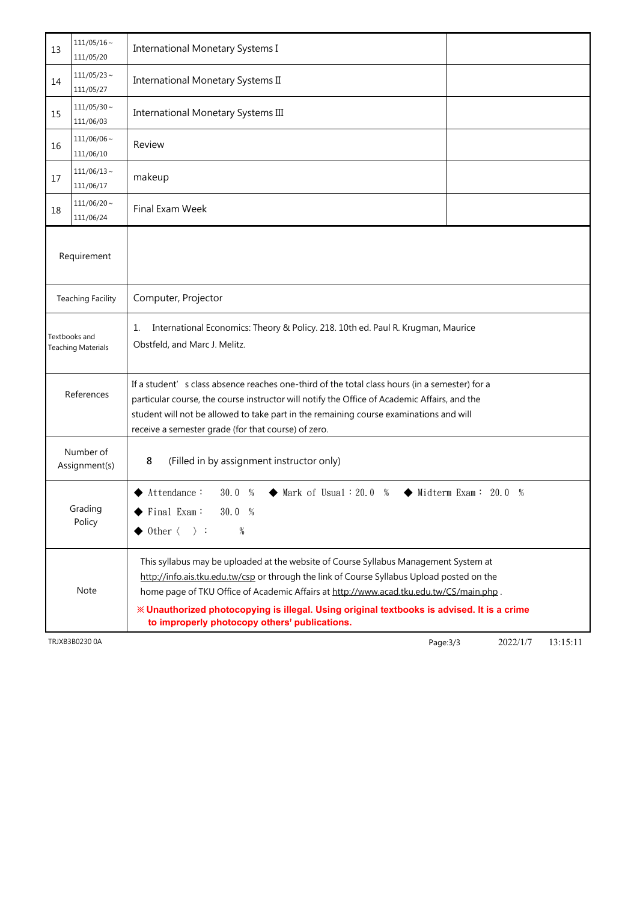| | | | |
|---|---|---|---|
| 13 | 111/05/16～<br>111/05/20 | International Monetary Systems I | |
| 14 | 111/05/23～<br>111/05/27 | International Monetary Systems II | |
| 15 | 111/05/30～<br>111/06/03 | International Monetary Systems III | |
| 16 | 111/06/06～<br>111/06/10 | Review | |
| 17 | 111/06/13～<br>111/06/17 | makeup | |
| 18 | 111/06/20～<br>111/06/24 | Final Exam Week | |

| | |
|---|---|
| Requirement | |
| Teaching Facility | Computer, Projector |
| Textbooks and Teaching Materials | 1. International Economics: Theory & Policy. 218. 10th ed. Paul R. Krugman, Maurice Obstfeld, and Marc J. Melitz. |
| References | If a student's class absence reaches one-third of the total class hours (in a semester) for a particular course, the course instructor will notify the Office of Academic Affairs, and the student will not be allowed to take part in the remaining course examinations and will receive a semester grade (for that course) of zero. |
| Number of Assignment(s) | 8 (Filled in by assignment instructor only) |
| Grading Policy | ◆ Attendance： 30.0 % ◆ Mark of Usual：20.0 % ◆ Midterm Exam： 20.0 %<br>◆ Final Exam： 30.0 %<br>◆ Other〈 〉： % |
| Note | This syllabus may be uploaded at the website of Course Syllabus Management System at http://info.ais.tku.edu.tw/csp or through the link of Course Syllabus Upload posted on the home page of TKU Office of Academic Affairs at http://www.acad.tku.edu.tw/CS/main.php .<br>**※Unauthorized photocopying is illegal. Using original textbooks is advised. It is a crime to improperly photocopy others' publications.** |

TRJXB3B0230 0A 2022/1/7 13:15:11